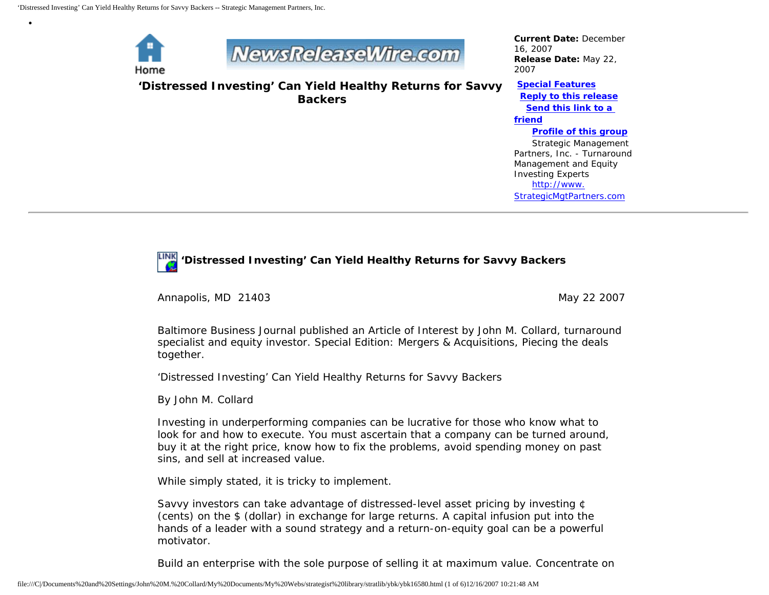# 'Distressed Investing' Can Yield Healthy Returns for Savvy Backers

**Current Date:** December 16, 2007
**Release Date:** May 22, 2007

**Special Features**
**Reply to this release**
**Send this link to a friend**
**Profile of this group**

Strategic Management Partners, Inc. - Turnaround Management and Equity Investing Experts
http://www.StrategicMgtPartners.com

---

## 'Distressed Investing' Can Yield Healthy Returns for Savvy Backers

Annapolis, MD 21403 May 22 2007

Baltimore Business Journal published an Article of Interest by John M. Collard, turnaround specialist and equity investor. Special Edition: Mergers & Acquisitions, Piecing the deals together.

'Distressed Investing' Can Yield Healthy Returns for Savvy Backers

By John M. Collard

Investing in underperforming companies can be lucrative for those who know what to look for and how to execute. You must ascertain that a company can be turned around, buy it at the right price, know how to fix the problems, avoid spending money on past sins, and sell at increased value.

While simply stated, it is tricky to implement.

Savvy investors can take advantage of distressed-level asset pricing by investing ¢ (cents) on the $ (dollar) in exchange for large returns. A capital infusion put into the hands of a leader with a sound strategy and a return-on-equity goal can be a powerful motivator.

Build an enterprise with the sole purpose of selling it at maximum value. Concentrate on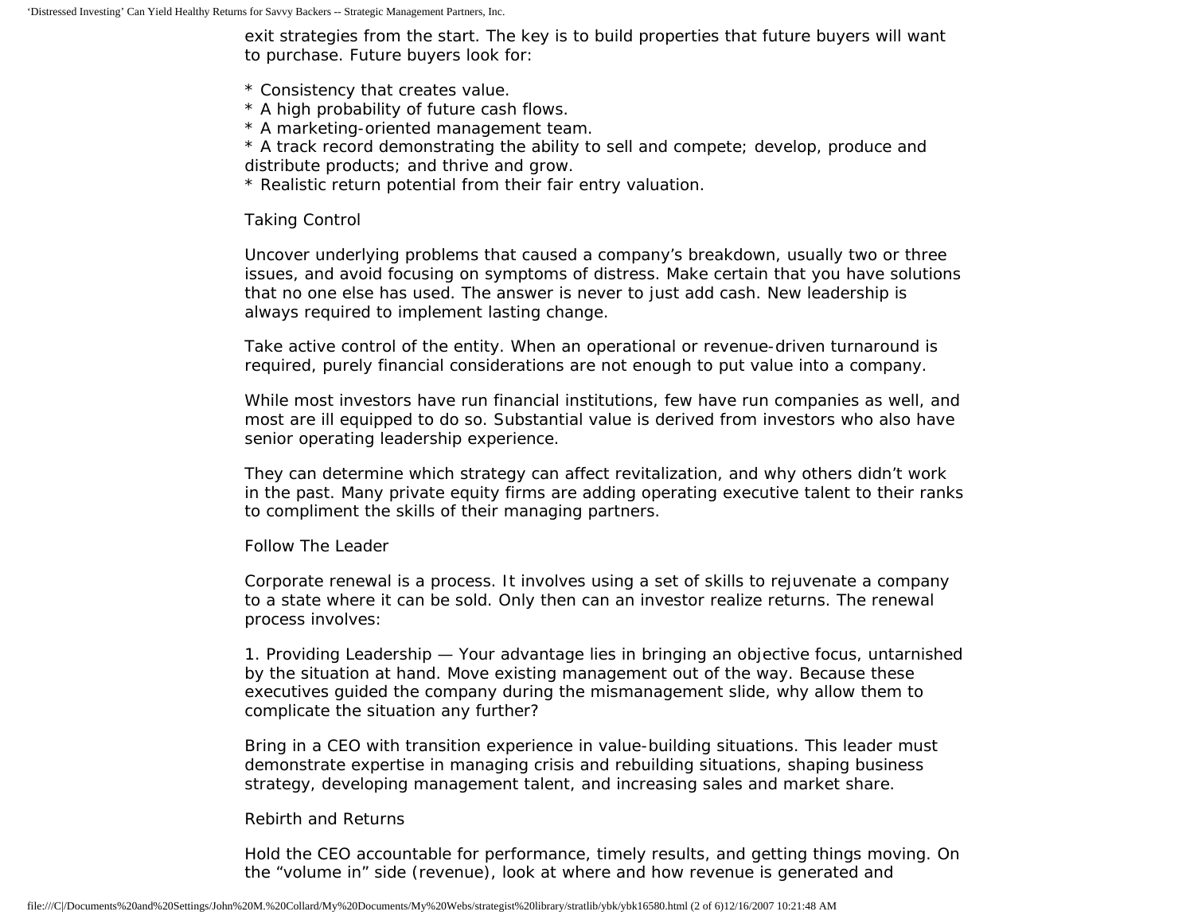exit strategies from the start. The key is to build properties that future buyers will want to purchase. Future buyers look for:

* Consistency that creates value.
* A high probability of future cash flows.
* A marketing-oriented management team.
* A track record demonstrating the ability to sell and compete; develop, produce and distribute products; and thrive and grow.
* Realistic return potential from their fair entry valuation.

## Taking Control

Uncover underlying problems that caused a company's breakdown, usually two or three issues, and avoid focusing on symptoms of distress. Make certain that you have solutions that no one else has used. The answer is never to just add cash. New leadership is always required to implement lasting change.

Take active control of the entity. When an operational or revenue-driven turnaround is required, purely financial considerations are not enough to put value into a company.

While most investors have run financial institutions, few have run companies as well, and most are ill equipped to do so. Substantial value is derived from investors who also have senior operating leadership experience.

They can determine which strategy can affect revitalization, and why others didn't work in the past. Many private equity firms are adding operating executive talent to their ranks to compliment the skills of their managing partners.

## Follow The Leader

Corporate renewal is a process. It involves using a set of skills to rejuvenate a company to a state where it can be sold. Only then can an investor realize returns. The renewal process involves:

1. Providing Leadership — Your advantage lies in bringing an objective focus, untarnished by the situation at hand. Move existing management out of the way. Because these executives guided the company during the mismanagement slide, why allow them to complicate the situation any further?

Bring in a CEO with transition experience in value-building situations. This leader must demonstrate expertise in managing crisis and rebuilding situations, shaping business strategy, developing management talent, and increasing sales and market share.

## Rebirth and Returns

Hold the CEO accountable for performance, timely results, and getting things moving. On the "volume in" side (revenue), look at where and how revenue is generated and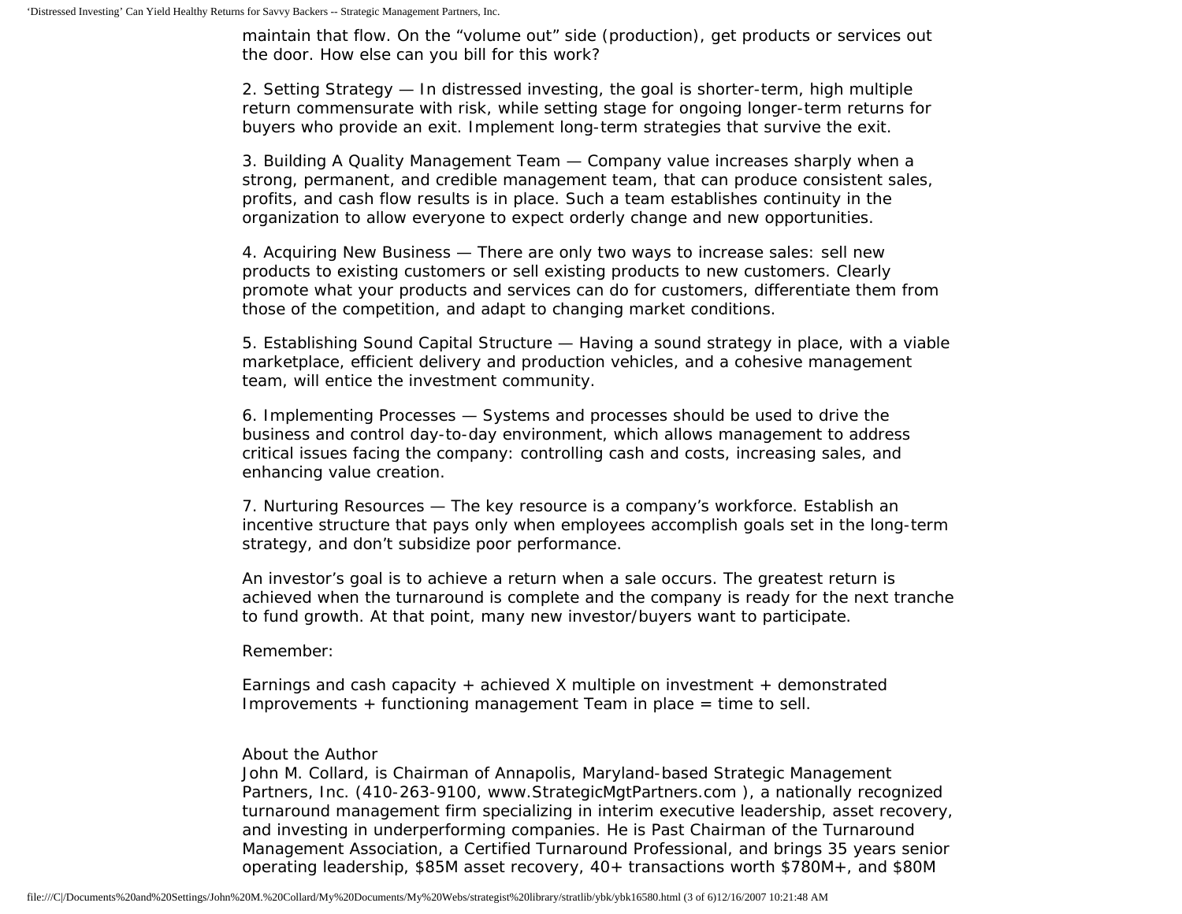maintain that flow. On the "volume out" side (production), get products or services out the door. How else can you bill for this work?

2. Setting Strategy — In distressed investing, the goal is shorter-term, high multiple return commensurate with risk, while setting stage for ongoing longer-term returns for buyers who provide an exit. Implement long-term strategies that survive the exit.

3. Building A Quality Management Team — Company value increases sharply when a strong, permanent, and credible management team, that can produce consistent sales, profits, and cash flow results is in place. Such a team establishes continuity in the organization to allow everyone to expect orderly change and new opportunities.

4. Acquiring New Business — There are only two ways to increase sales: sell new products to existing customers or sell existing products to new customers. Clearly promote what your products and services can do for customers, differentiate them from those of the competition, and adapt to changing market conditions.

5. Establishing Sound Capital Structure — Having a sound strategy in place, with a viable marketplace, efficient delivery and production vehicles, and a cohesive management team, will entice the investment community.

6. Implementing Processes — Systems and processes should be used to drive the business and control day-to-day environment, which allows management to address critical issues facing the company: controlling cash and costs, increasing sales, and enhancing value creation.

7. Nurturing Resources — The key resource is a company's workforce. Establish an incentive structure that pays only when employees accomplish goals set in the long-term strategy, and don't subsidize poor performance.

An investor's goal is to achieve a return when a sale occurs. The greatest return is achieved when the turnaround is complete and the company is ready for the next tranche to fund growth. At that point, many new investor/buyers want to participate.

Remember:

Earnings and cash capacity + achieved X multiple on investment + demonstrated Improvements + functioning management Team in place = time to sell.

About the Author

John M. Collard, is Chairman of Annapolis, Maryland-based Strategic Management Partners, Inc. (410-263-9100, www.StrategicMgtPartners.com ), a nationally recognized turnaround management firm specializing in interim executive leadership, asset recovery, and investing in underperforming companies. He is Past Chairman of the Turnaround Management Association, a Certified Turnaround Professional, and brings 35 years senior operating leadership, $85M asset recovery, 40+ transactions worth $780M+, and $80M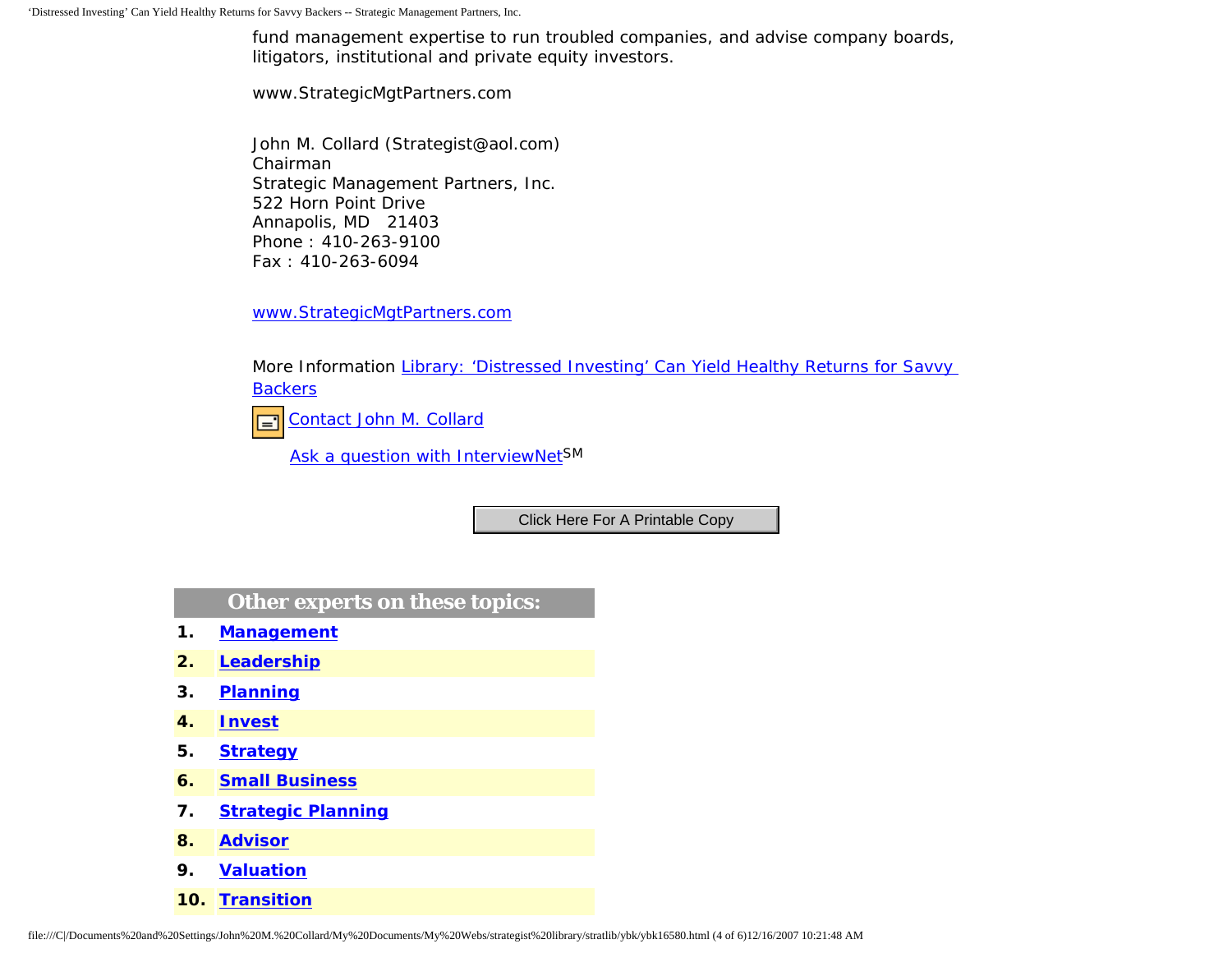fund management expertise to run troubled companies, and advise company boards, litigators, institutional and private equity investors.

www.StrategicMgtPartners.com

John M. Collard (Strategist@aol.com)
Chairman
Strategic Management Partners, Inc.
522 Horn Point Drive
Annapolis, MD 21403
Phone : 410-263-9100
Fax : 410-263-6094

www.StrategicMgtPartners.com

More Information Library: 'Distressed Investing' Can Yield Healthy Returns for Savvy Backers

Contact John M. Collard

Ask a question with InterviewNet℠

Click Here For A Printable Copy

## Other experts on these topics:

1. **Management**
2. **Leadership**
3. **Planning**
4. **Invest**
5. **Strategy**
6. **Small Business**
7. **Strategic Planning**
8. **Advisor**
9. **Valuation**
10. **Transition**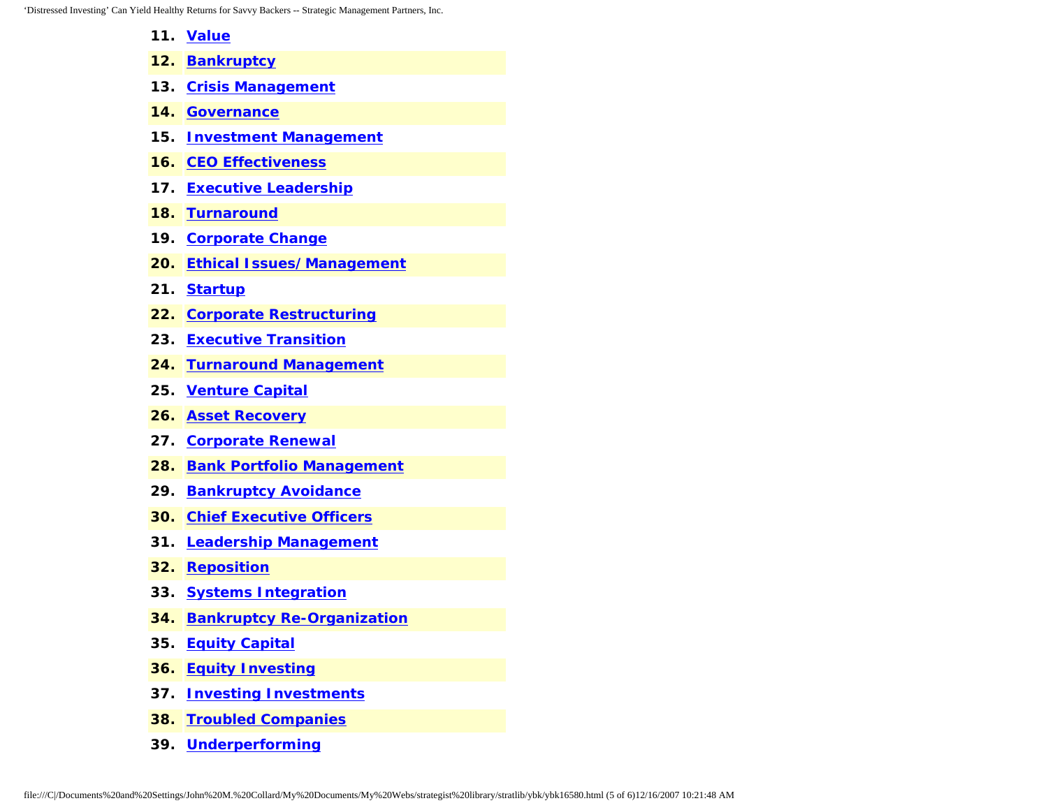11. [Value]()
12. [Bankruptcy]()
13. [Crisis Management]()
14. [Governance]()
15. [Investment Management]()
16. [CEO Effectiveness]()
17. [Executive Leadership]()
18. [Turnaround]()
19. [Corporate Change]()
20. [Ethical Issues/Management]()
21. [Startup]()
22. [Corporate Restructuring]()
23. [Executive Transition]()
24. [Turnaround Management]()
25. [Venture Capital]()
26. [Asset Recovery]()
27. [Corporate Renewal]()
28. [Bank Portfolio Management]()
29. [Bankruptcy Avoidance]()
30. [Chief Executive Officers]()
31. [Leadership Management]()
32. [Reposition]()
33. [Systems Integration]()
34. [Bankruptcy Re-Organization]()
35. [Equity Capital]()
36. [Equity Investing]()
37. [Investing Investments]()
38. [Troubled Companies]()
39. [Underperforming]()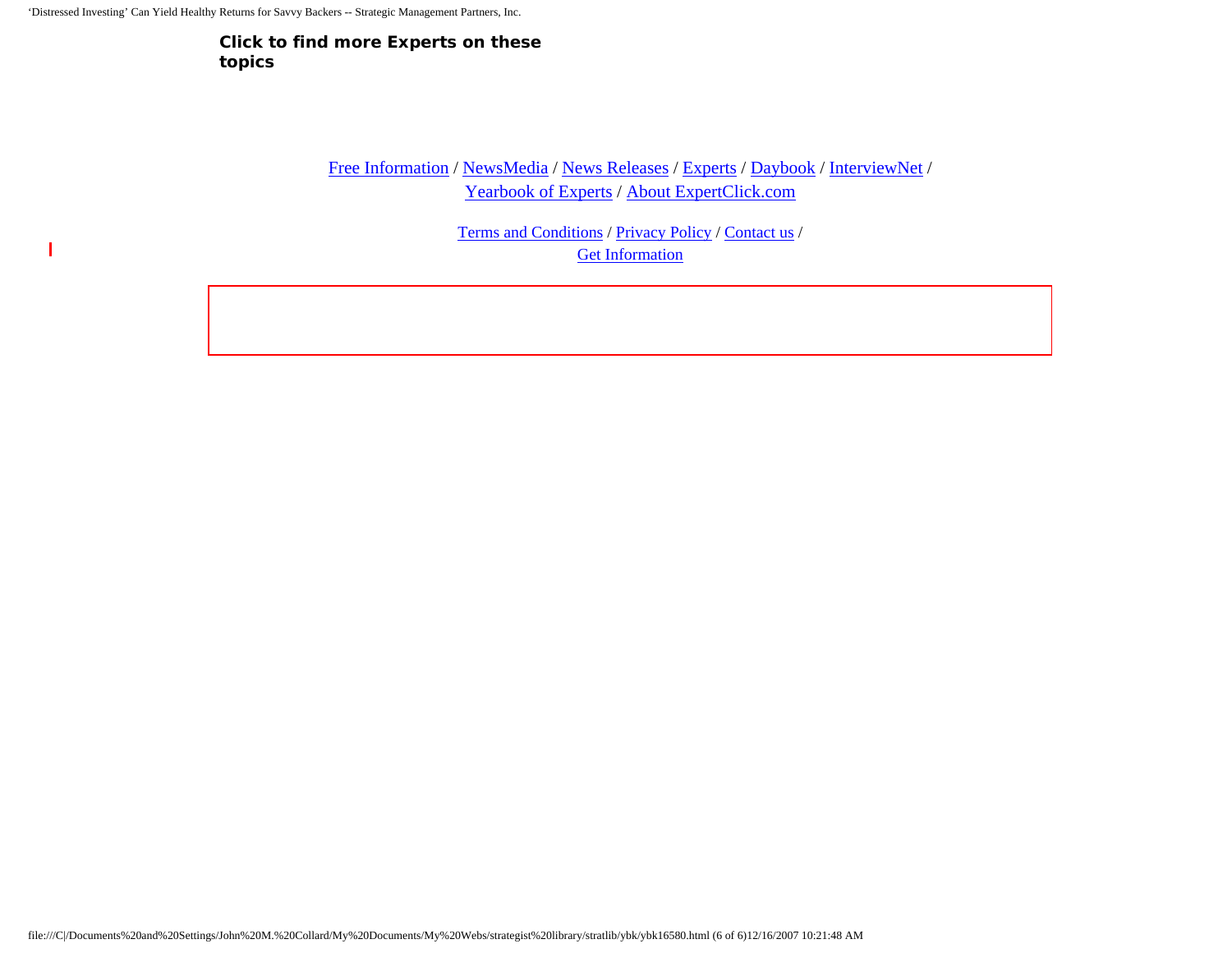**Click to find more Experts on these topics**

Free Information / NewsMedia / News Releases / Experts / Daybook / InterviewNet / Yearbook of Experts / About ExpertClick.com

Terms and Conditions / Privacy Policy / Contact us / Get Information